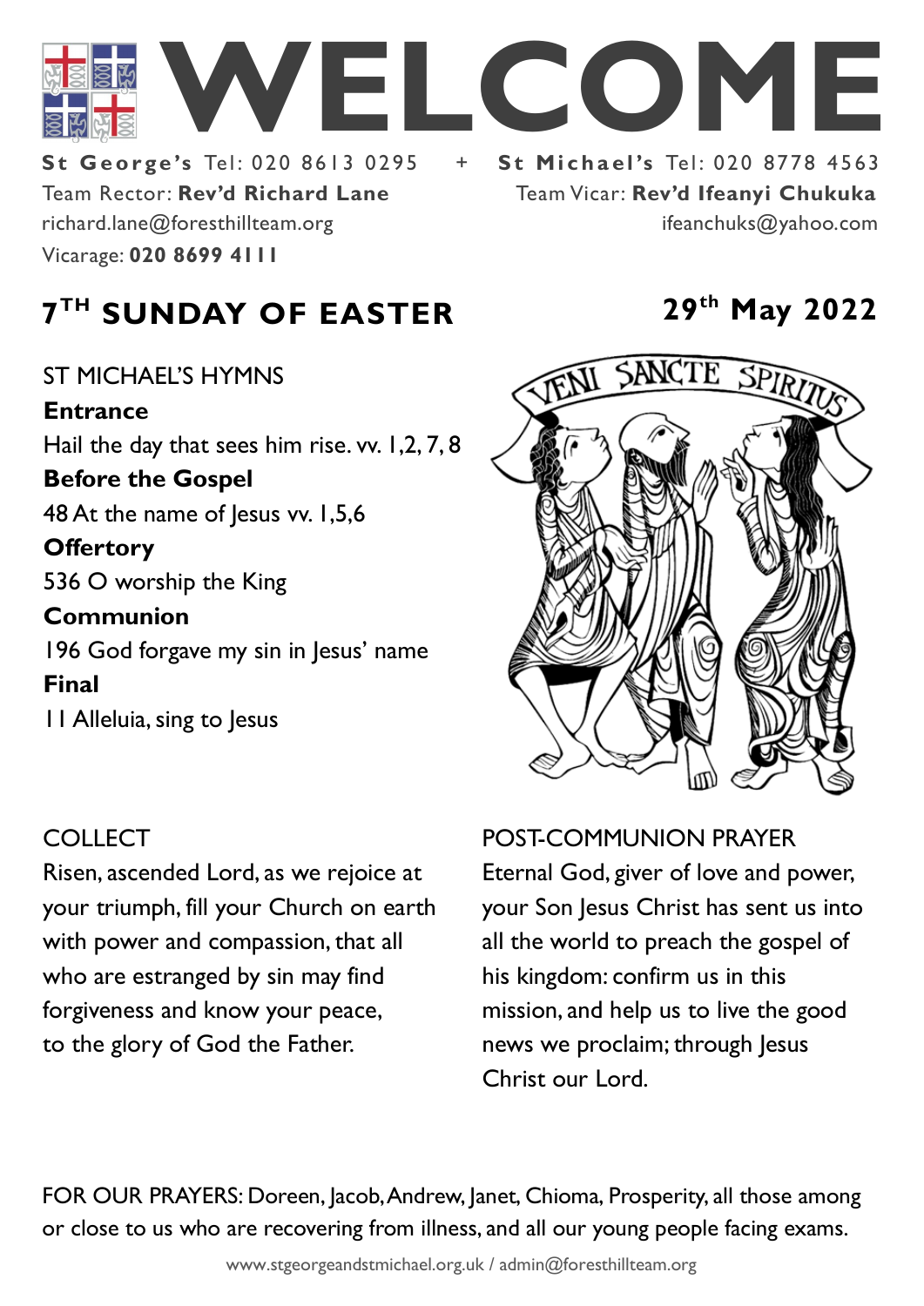# WELCOME

**St George's** Tel: 020 8613 0295 + **St Michael's** Tel: 020 8778 4563

Team Rector: **Rev'd Richard Lane**
richard.lane@foresthillteam.org
Vicarage: **020 8699 4111**

Team Vicar: **Rev'd Ifeanyi Chukuka**
ifeanchuks@yahoo.com

## 7TH SUNDAY OF EASTER

**29th May 2022**

ST MICHAEL'S HYMNS

**Entrance**
Hail the day that sees him rise. vv. 1,2, 7, 8

**Before the Gospel**
48 At the name of Jesus vv. 1,5,6

**Offertory**
536 O worship the King

**Communion**
196 God forgave my sin in Jesus' name

**Final**
11 Alleluia, sing to Jesus

COLLECT
Risen, ascended Lord, as we rejoice at your triumph, fill your Church on earth with power and compassion, that all who are estranged by sin may find forgiveness and know your peace, to the glory of God the Father.

POST-COMMUNION PRAYER
Eternal God, giver of love and power, your Son Jesus Christ has sent us into all the world to preach the gospel of his kingdom: confirm us in this mission, and help us to live the good news we proclaim; through Jesus Christ our Lord.

FOR OUR PRAYERS: Doreen, Jacob, Andrew, Janet, Chioma, Prosperity, all those among or close to us who are recovering from illness, and all our young people facing exams.

www.stgeorgeandstmichael.org.uk / admin@foresthillteam.org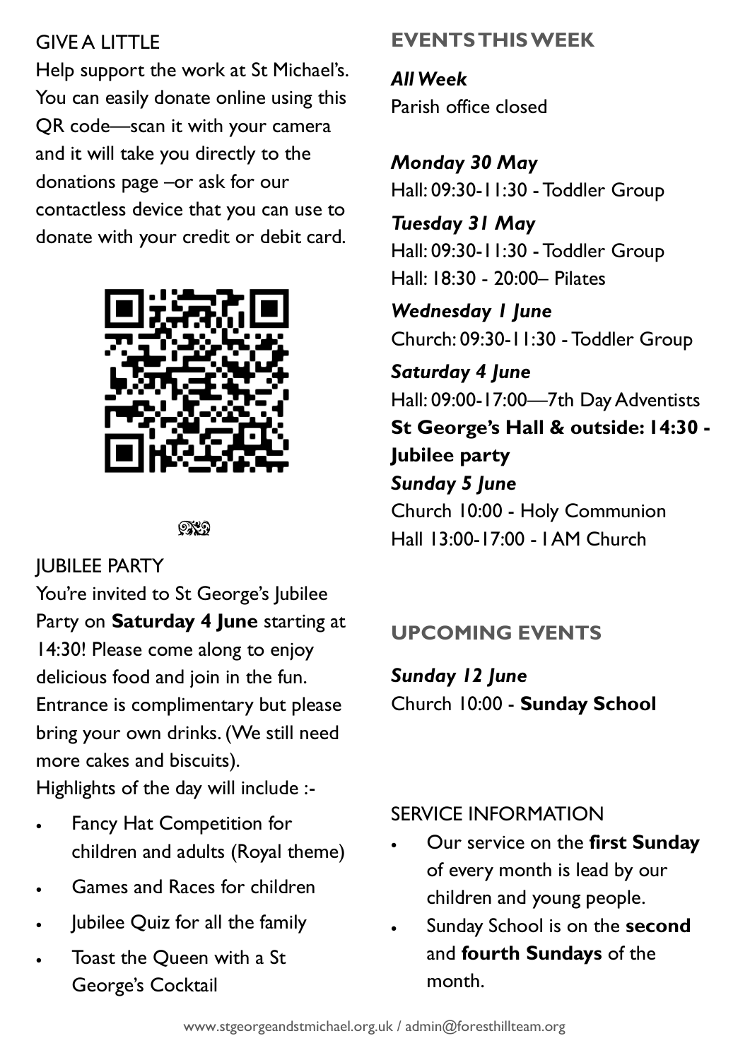## GIVE A LITTLE

Help support the work at St Michael's. You can easily donate online using this QR code—scan it with your camera and it will take you directly to the donations page –or ask for our contactless device that you can use to donate with your credit or debit card.

## JUBILEE PARTY

You're invited to St George's Jubilee Party on **Saturday 4 June** starting at 14:30! Please come along to enjoy delicious food and join in the fun. Entrance is complimentary but please bring your own drinks. (We still need more cakes and biscuits).

Highlights of the day will include :-

- Fancy Hat Competition for children and adults (Royal theme)
- Games and Races for children
- Jubilee Quiz for all the family
- Toast the Queen with a St George's Cocktail

## EVENTS THIS WEEK

***All Week***
Parish office closed

***Monday 30 May***
Hall: 09:30-11:30 - Toddler Group

***Tuesday 31 May***
Hall: 09:30-11:30 - Toddler Group
Hall: 18:30 - 20:00– Pilates

***Wednesday 1 June***
Church: 09:30-11:30 - Toddler Group

***Saturday 4 June***
Hall: 09:00-17:00—7th Day Adventists
**St George's Hall & outside: 14:30 - Jubilee party**

***Sunday 5 June***
Church 10:00 - Holy Communion
Hall 13:00-17:00 - I AM Church

## UPCOMING EVENTS

***Sunday 12 June***
Church 10:00 - **Sunday School**

## SERVICE INFORMATION

- Our service on the **first Sunday** of every month is lead by our children and young people.
- Sunday School is on the **second** and **fourth Sundays** of the month.

www.stgeorgeandstmichael.org.uk / admin@foresthillteam.org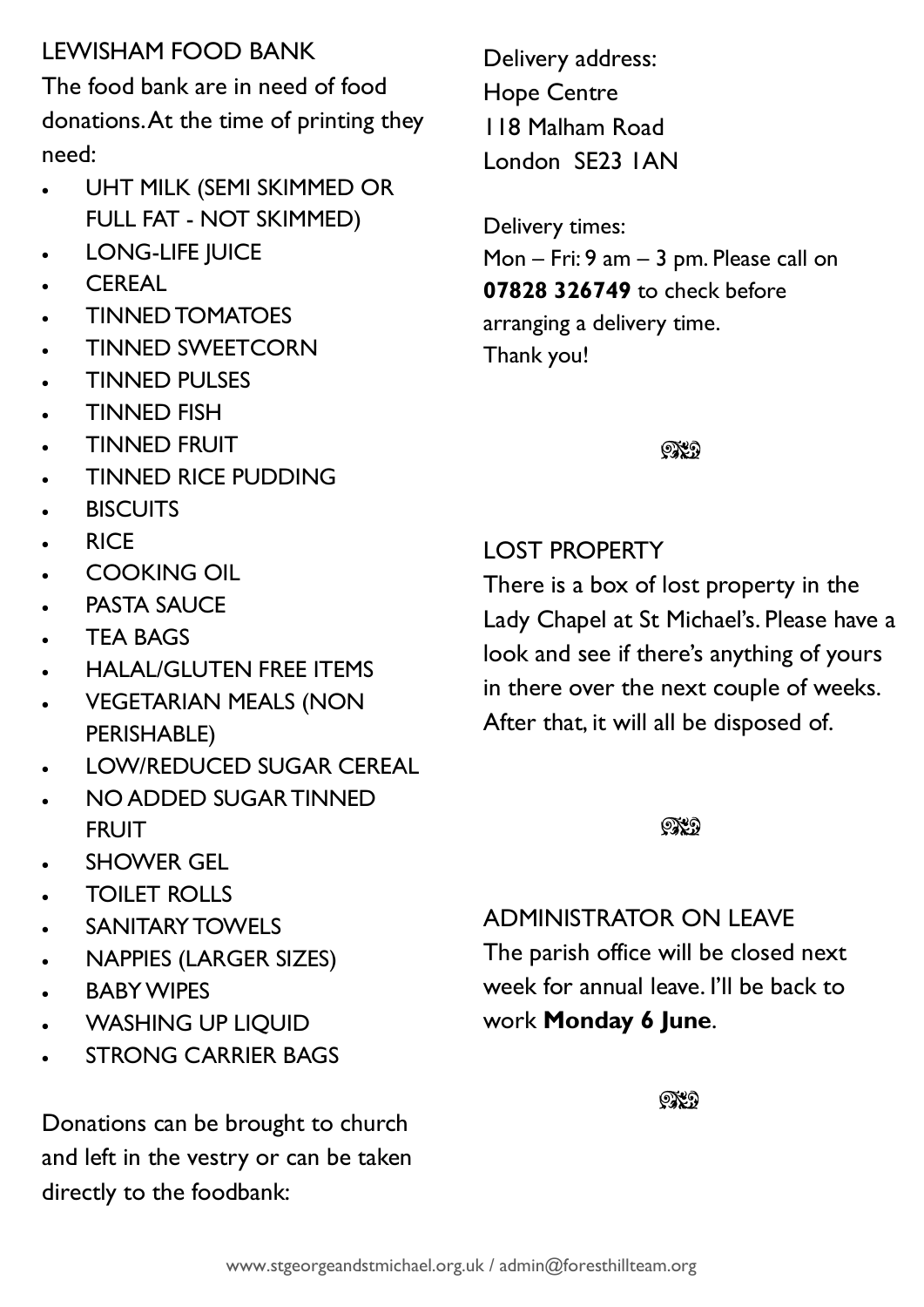## LEWISHAM FOOD BANK

The food bank are in need of food donations. At the time of printing they need:

- UHT MILK (SEMI SKIMMED OR FULL FAT - NOT SKIMMED)
- LONG-LIFE JUICE
- CEREAL
- TINNED TOMATOES
- TINNED SWEETCORN
- TINNED PULSES
- TINNED FISH
- TINNED FRUIT
- TINNED RICE PUDDING
- BISCUITS
- RICE
- COOKING OIL
- PASTA SAUCE
- TEA BAGS
- HALAL/GLUTEN FREE ITEMS
- VEGETARIAN MEALS (NON PERISHABLE)
- LOW/REDUCED SUGAR CEREAL
- NO ADDED SUGAR TINNED FRUIT
- SHOWER GEL
- TOILET ROLLS
- SANITARY TOWELS
- NAPPIES (LARGER SIZES)
- BABY WIPES
- WASHING UP LIQUID
- STRONG CARRIER BAGS

Donations can be brought to church and left in the vestry or can be taken directly to the foodbank:

Delivery address:
Hope Centre
118 Malham Road
London SE23 1AN

Delivery times:
Mon – Fri: 9 am – 3 pm. Please call on **07828 326749** to check before arranging a delivery time.
Thank you!

## LOST PROPERTY

There is a box of lost property in the Lady Chapel at St Michael's. Please have a look and see if there's anything of yours in there over the next couple of weeks. After that, it will all be disposed of.

## ADMINISTRATOR ON LEAVE

The parish office will be closed next week for annual leave. I'll be back to work **Monday 6 June**.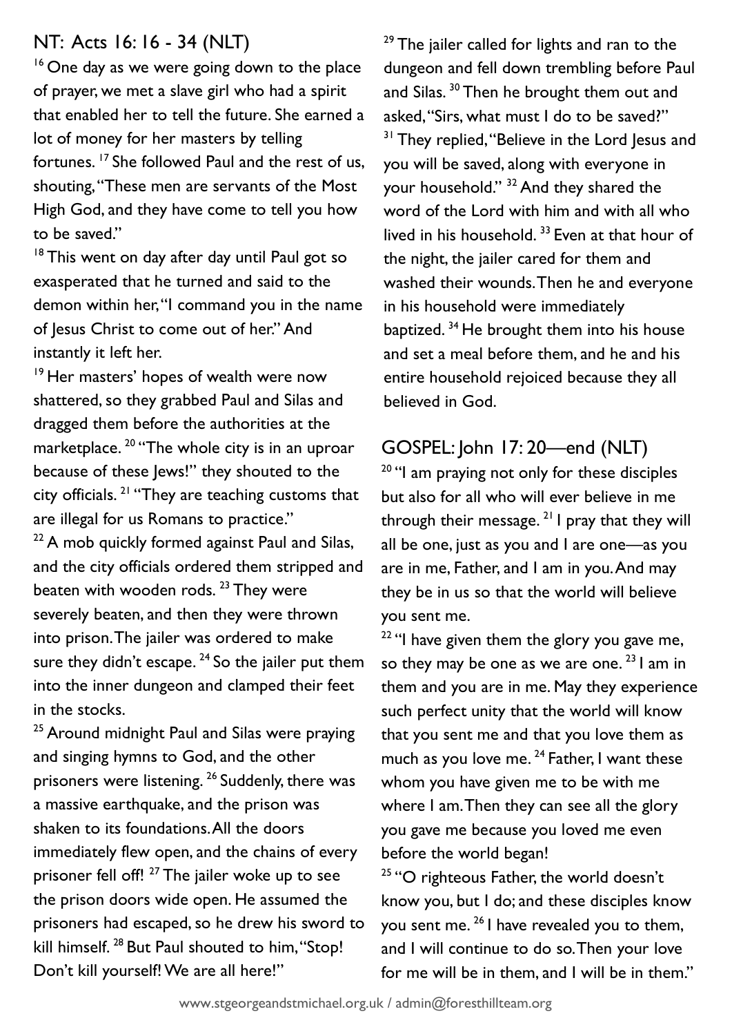## NT: Acts 16: 16 - 34 (NLT)

[16] One day as we were going down to the place of prayer, we met a slave girl who had a spirit that enabled her to tell the future. She earned a lot of money for her masters by telling fortunes. [17] She followed Paul and the rest of us, shouting, "These men are servants of the Most High God, and they have come to tell you how to be saved."

[18] This went on day after day until Paul got so exasperated that he turned and said to the demon within her, "I command you in the name of Jesus Christ to come out of her." And instantly it left her.

[19] Her masters' hopes of wealth were now shattered, so they grabbed Paul and Silas and dragged them before the authorities at the marketplace. [20] "The whole city is in an uproar because of these Jews!" they shouted to the city officials. [21] "They are teaching customs that are illegal for us Romans to practice."

[22] A mob quickly formed against Paul and Silas, and the city officials ordered them stripped and beaten with wooden rods. [23] They were severely beaten, and then they were thrown into prison. The jailer was ordered to make sure they didn't escape. [24] So the jailer put them into the inner dungeon and clamped their feet in the stocks.

[25] Around midnight Paul and Silas were praying and singing hymns to God, and the other prisoners were listening. [26] Suddenly, there was a massive earthquake, and the prison was shaken to its foundations. All the doors immediately flew open, and the chains of every prisoner fell off! [27] The jailer woke up to see the prison doors wide open. He assumed the prisoners had escaped, so he drew his sword to kill himself. [28] But Paul shouted to him, "Stop! Don't kill yourself! We are all here!"

[29] The jailer called for lights and ran to the dungeon and fell down trembling before Paul and Silas. [30] Then he brought them out and asked, "Sirs, what must I do to be saved?"
[31] They replied, "Believe in the Lord Jesus and you will be saved, along with everyone in your household." [32] And they shared the word of the Lord with him and with all who lived in his household. [33] Even at that hour of the night, the jailer cared for them and washed their wounds. Then he and everyone in his household were immediately baptized. [34] He brought them into his house and set a meal before them, and he and his entire household rejoiced because they all believed in God.

## GOSPEL: John 17: 20—end (NLT)

[20] "I am praying not only for these disciples but also for all who will ever believe in me through their message. [21] I pray that they will all be one, just as you and I are one—as you are in me, Father, and I am in you. And may they be in us so that the world will believe you sent me.

[22] "I have given them the glory you gave me, so they may be one as we are one. [23] I am in them and you are in me. May they experience such perfect unity that the world will know that you sent me and that you love them as much as you love me. [24] Father, I want these whom you have given me to be with me where I am. Then they can see all the glory you gave me because you loved me even before the world began!

[25] "O righteous Father, the world doesn't know you, but I do; and these disciples know you sent me. [26] I have revealed you to them, and I will continue to do so. Then your love for me will be in them, and I will be in them."

www.stgeorgeandstmichael.org.uk / admin@foresthillteam.org